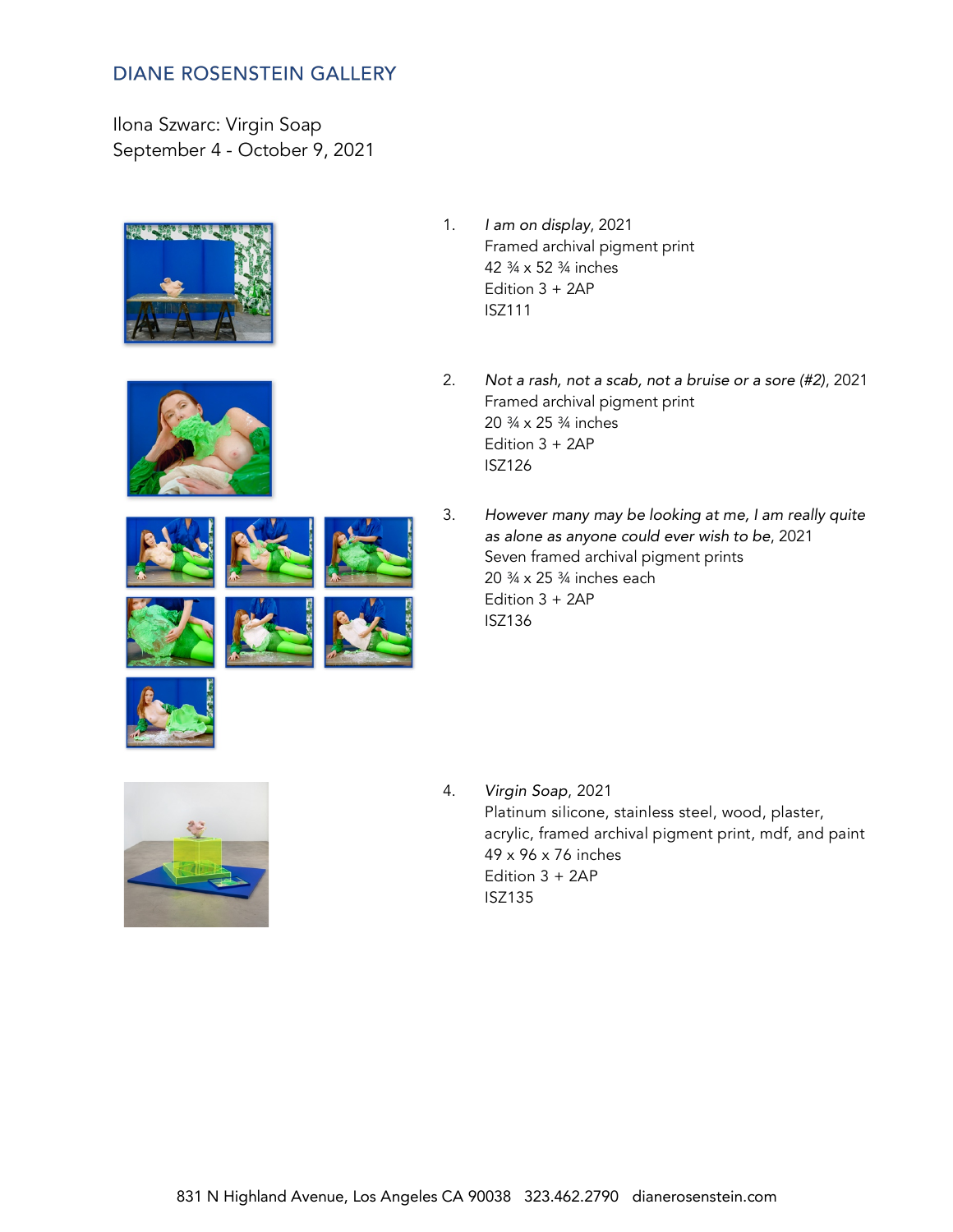# DIANE ROSENSTEIN GALLERY

Ilona Szwarc: Virgin Soap
September 4 - October 9, 2021

1. *I am on display*, 2021
   Framed archival pigment print
   42 ¾ x 52 ¾ inches
   Edition 3 + 2AP
   ISZ111

2. *Not a rash, not a scab, not a bruise or a sore (#2)*, 2021
   Framed archival pigment print
   20 ¾ x 25 ¾ inches
   Edition 3 + 2AP
   ISZ126

3. *However many may be looking at me, I am really quite as alone as anyone could ever wish to be*, 2021
   Seven framed archival pigment prints
   20 ¾ x 25 ¾ inches each
   Edition 3 + 2AP
   ISZ136

4. *Virgin Soap*, 2021
   Platinum silicone, stainless steel, wood, plaster, acrylic, framed archival pigment print, mdf, and paint
   49 x 96 x 76 inches
   Edition 3 + 2AP
   ISZ135

831 N Highland Avenue, Los Angeles CA 90038 323.462.2790 dianerosenstein.com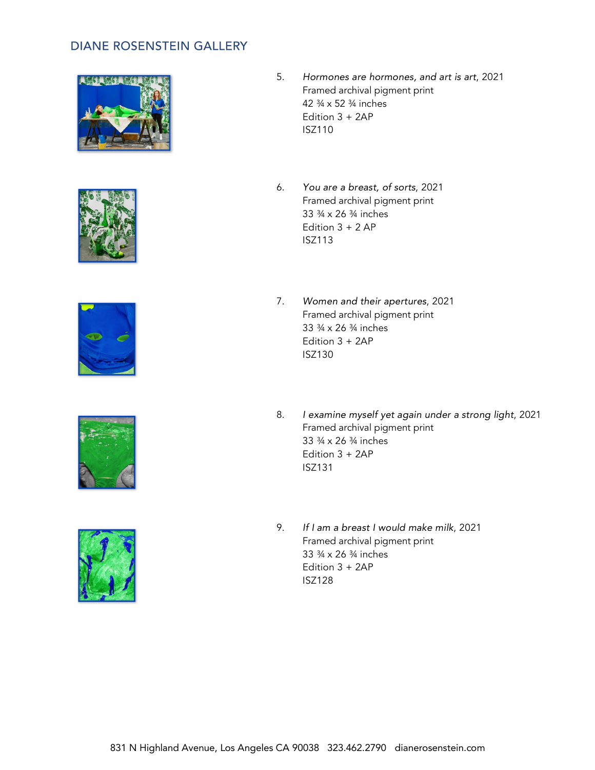5. *Hormones are hormones, and art is art*, 2021
   Framed archival pigment print
   42 ¾ x 52 ¾ inches
   Edition 3 + 2AP
   ISZ110

6. *You are a breast, of sorts*, 2021
   Framed archival pigment print
   33 ¾ x 26 ¾ inches
   Edition 3 + 2 AP
   ISZ113

7. *Women and their apertures*, 2021
   Framed archival pigment print
   33 ¾ x 26 ¾ inches
   Edition 3 + 2AP
   ISZ130

8. *I examine myself yet again under a strong light*, 2021
   Framed archival pigment print
   33 ¾ x 26 ¾ inches
   Edition 3 + 2AP
   ISZ131

9. *If I am a breast I would make milk*, 2021
   Framed archival pigment print
   33 ¾ x 26 ¾ inches
   Edition 3 + 2AP
   ISZ128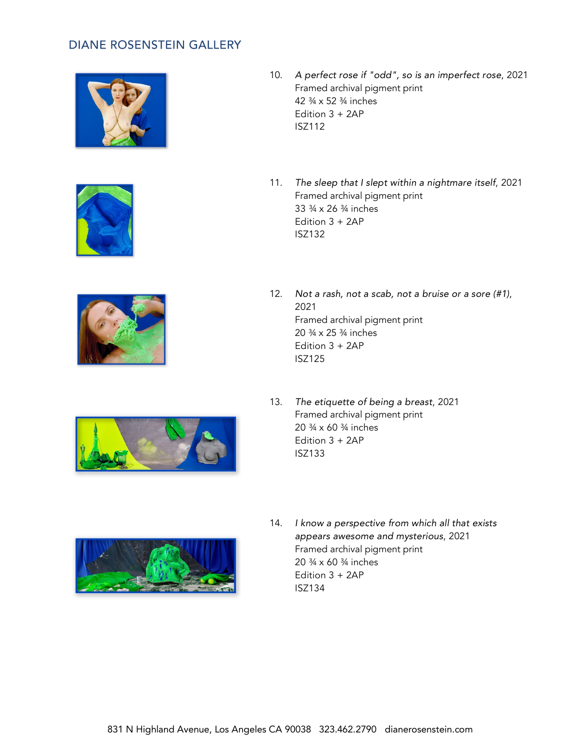DIANE ROSENSTEIN GALLERY

10. *A perfect rose if "odd", so is an imperfect rose*, 2021
Framed archival pigment print
42 ¾ x 52 ¾ inches
Edition 3 + 2AP
ISZ112

11. *The sleep that I slept within a nightmare itself*, 2021
Framed archival pigment print
33 ¾ x 26 ¾ inches
Edition 3 + 2AP
ISZ132

12. *Not a rash, not a scab, not a bruise or a sore (#1)*, 2021
Framed archival pigment print
20 ¾ x 25 ¾ inches
Edition 3 + 2AP
ISZ125

13. *The etiquette of being a breast*, 2021
Framed archival pigment print
20 ¾ x 60 ¾ inches
Edition 3 + 2AP
ISZ133

14. *I know a perspective from which all that exists appears awesome and mysterious*, 2021
Framed archival pigment print
20 ¾ x 60 ¾ inches
Edition 3 + 2AP
ISZ134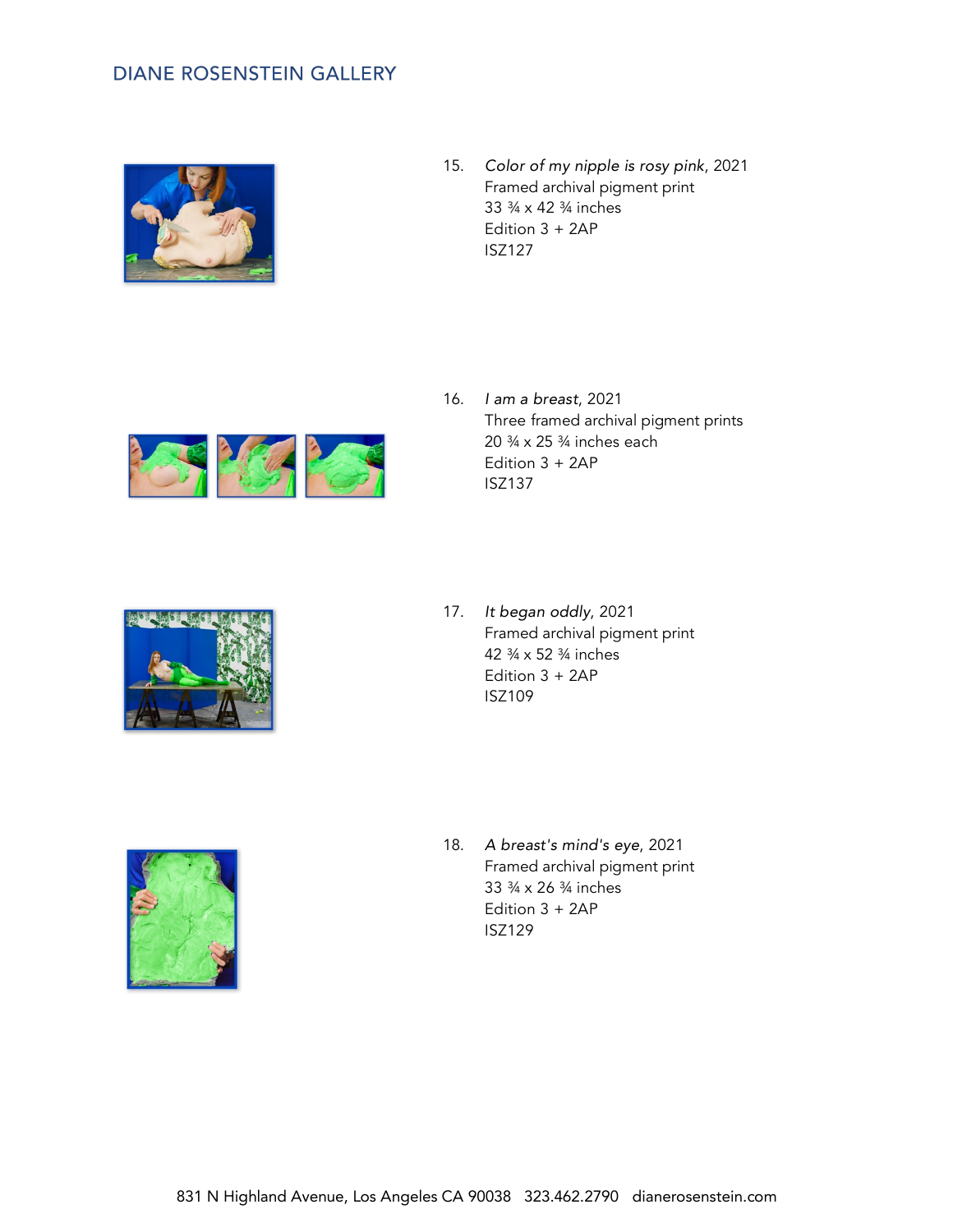15. *Color of my nipple is rosy pink*, 2021
Framed archival pigment print
33 ¾ x 42 ¾ inches
Edition 3 + 2AP
ISZ127

16. *I am a breast*, 2021
Three framed archival pigment prints
20 ¾ x 25 ¾ inches each
Edition 3 + 2AP
ISZ137

17. *It began oddly*, 2021
Framed archival pigment print
42 ¾ x 52 ¾ inches
Edition 3 + 2AP
ISZ109

18. *A breast's mind's eye*, 2021
Framed archival pigment print
33 ¾ x 26 ¾ inches
Edition 3 + 2AP
ISZ129